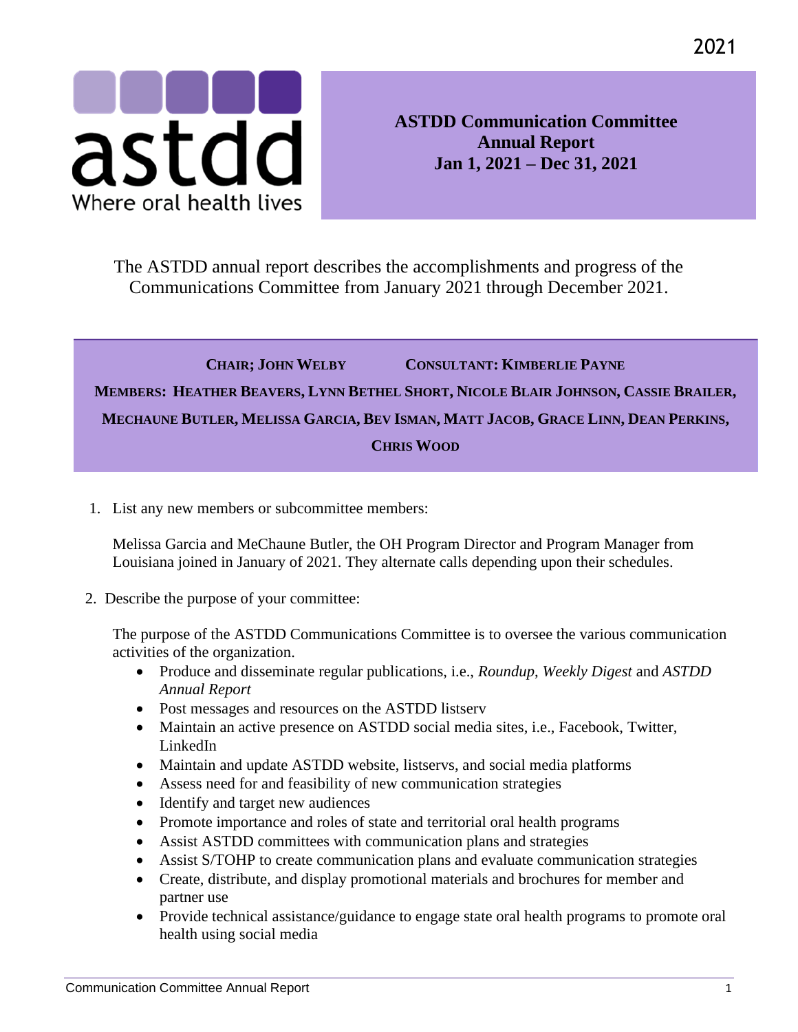2021

astdd
Where oral health lives

# ASTDD Communication Committee Annual Report
## Jan 1, 2021 – Dec 31, 2021

The ASTDD annual report describes the accomplishments and progress of the Communications Committee from January 2021 through December 2021.

**CHAIR; JOHN WELBY** **CONSULTANT: KIMBERLIE PAYNE**

**MEMBERS: HEATHER BEAVERS, LYNN BETHEL SHORT, NICOLE BLAIR JOHNSON, CASSIE BRAILER, MECHAUNE BUTLER, MELISSA GARCIA, BEV ISMAN, MATT JACOB, GRACE LINN, DEAN PERKINS, CHRIS WOOD**

1. List any new members or subcommittee members:

   Melissa Garcia and MeChaune Butler, the OH Program Director and Program Manager from Louisiana joined in January of 2021. They alternate calls depending upon their schedules.

2. Describe the purpose of your committee:

   The purpose of the ASTDD Communications Committee is to oversee the various communication activities of the organization.

   - Produce and disseminate regular publications, i.e., *Roundup*, *Weekly Digest* and *ASTDD Annual Report*
   - Post messages and resources on the ASTDD listserv
   - Maintain an active presence on ASTDD social media sites, i.e., Facebook, Twitter, LinkedIn
   - Maintain and update ASTDD website, listservs, and social media platforms
   - Assess need for and feasibility of new communication strategies
   - Identify and target new audiences
   - Promote importance and roles of state and territorial oral health programs
   - Assist ASTDD committees with communication plans and strategies
   - Assist S/TOHP to create communication plans and evaluate communication strategies
   - Create, distribute, and display promotional materials and brochures for member and partner use
   - Provide technical assistance/guidance to engage state oral health programs to promote oral health using social media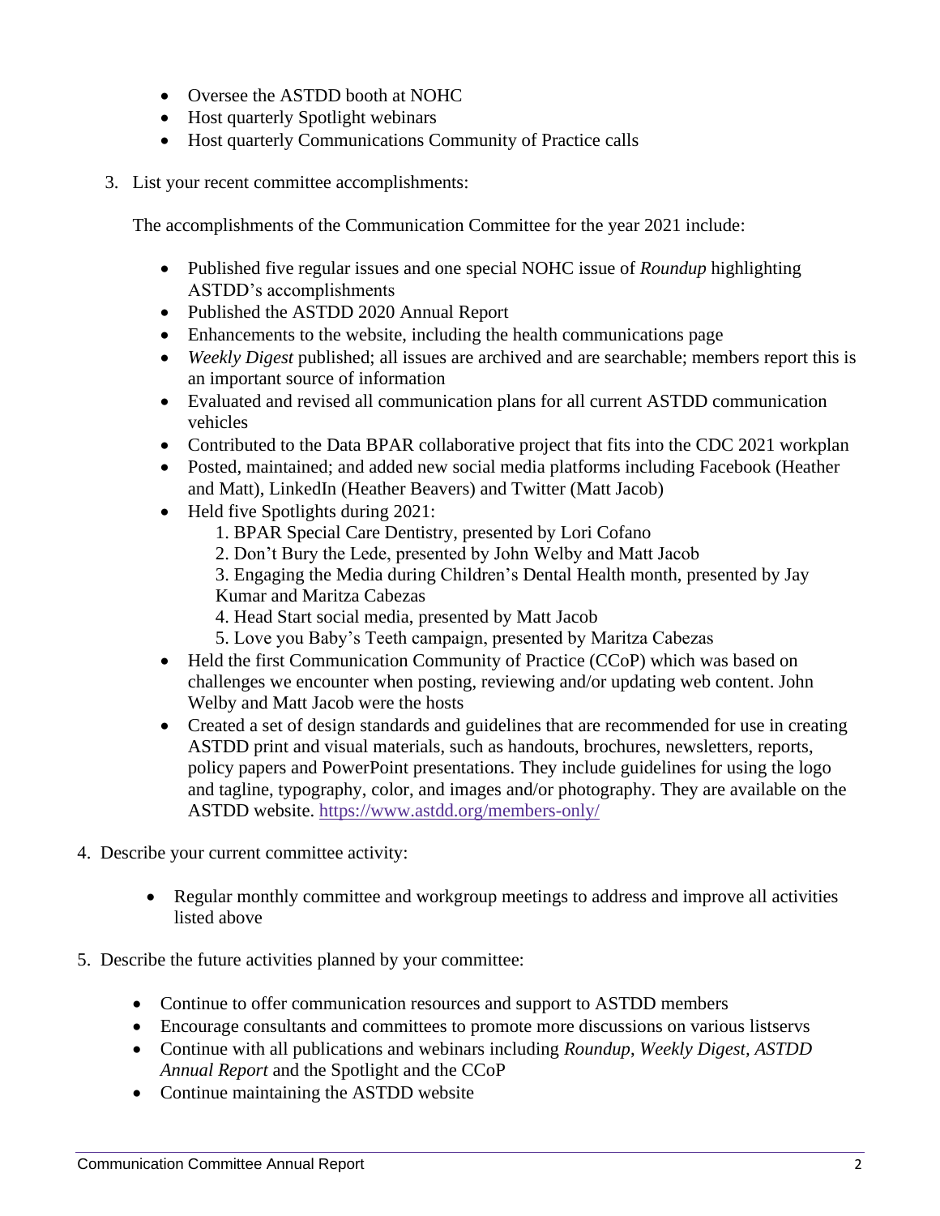- Oversee the ASTDD booth at NOHC
- Host quarterly Spotlight webinars
- Host quarterly Communications Community of Practice calls

3. List your recent committee accomplishments:

   The accomplishments of the Communication Committee for the year 2021 include:

   - Published five regular issues and one special NOHC issue of *Roundup* highlighting ASTDD's accomplishments
   - Published the ASTDD 2020 Annual Report
   - Enhancements to the website, including the health communications page
   - *Weekly Digest* published; all issues are archived and are searchable; members report this is an important source of information
   - Evaluated and revised all communication plans for all current ASTDD communication vehicles
   - Contributed to the Data BPAR collaborative project that fits into the CDC 2021 workplan
   - Posted, maintained; and added new social media platforms including Facebook (Heather and Matt), LinkedIn (Heather Beavers) and Twitter (Matt Jacob)
   - Held five Spotlights during 2021:
     1. BPAR Special Care Dentistry, presented by Lori Cofano
     2. Don't Bury the Lede, presented by John Welby and Matt Jacob
     3. Engaging the Media during Children's Dental Health month, presented by Jay Kumar and Maritza Cabezas
     4. Head Start social media, presented by Matt Jacob
     5. Love you Baby's Teeth campaign, presented by Maritza Cabezas
   - Held the first Communication Community of Practice (CCoP) which was based on challenges we encounter when posting, reviewing and/or updating web content. John Welby and Matt Jacob were the hosts
   - Created a set of design standards and guidelines that are recommended for use in creating ASTDD print and visual materials, such as handouts, brochures, newsletters, reports, policy papers and PowerPoint presentations. They include guidelines for using the logo and tagline, typography, color, and images and/or photography. They are available on the ASTDD website. https://www.astdd.org/members-only/

4. Describe your current committee activity:

   - Regular monthly committee and workgroup meetings to address and improve all activities listed above

5. Describe the future activities planned by your committee:

   - Continue to offer communication resources and support to ASTDD members
   - Encourage consultants and committees to promote more discussions on various listservs
   - Continue with all publications and webinars including *Roundup*, *Weekly Digest*, *ASTDD Annual Report* and the Spotlight and the CCoP
   - Continue maintaining the ASTDD website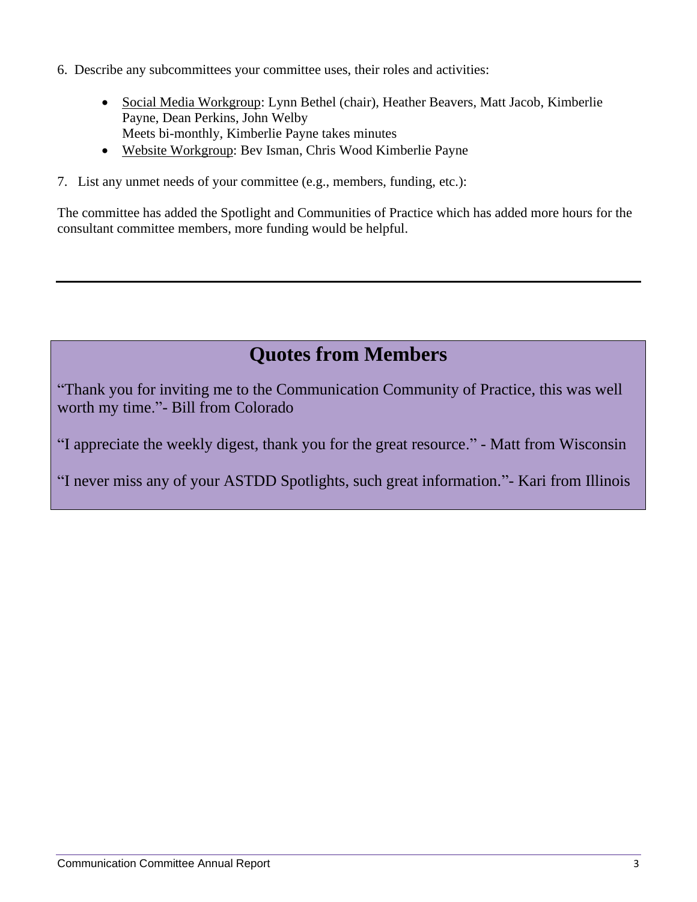6. Describe any subcommittees your committee uses, their roles and activities:

- Social Media Workgroup: Lynn Bethel (chair), Heather Beavers, Matt Jacob, Kimberlie Payne, Dean Perkins, John Welby
  Meets bi-monthly, Kimberlie Payne takes minutes
- Website Workgroup: Bev Isman, Chris Wood Kimberlie Payne

7. List any unmet needs of your committee (e.g., members, funding, etc.):

The committee has added the Spotlight and Communities of Practice which has added more hours for the consultant committee members, more funding would be helpful.

---

## Quotes from Members

"Thank you for inviting me to the Communication Community of Practice, this was well worth my time."- Bill from Colorado

"I appreciate the weekly digest, thank you for the great resource." - Matt from Wisconsin

"I never miss any of your ASTDD Spotlights, such great information."- Kari from Illinois